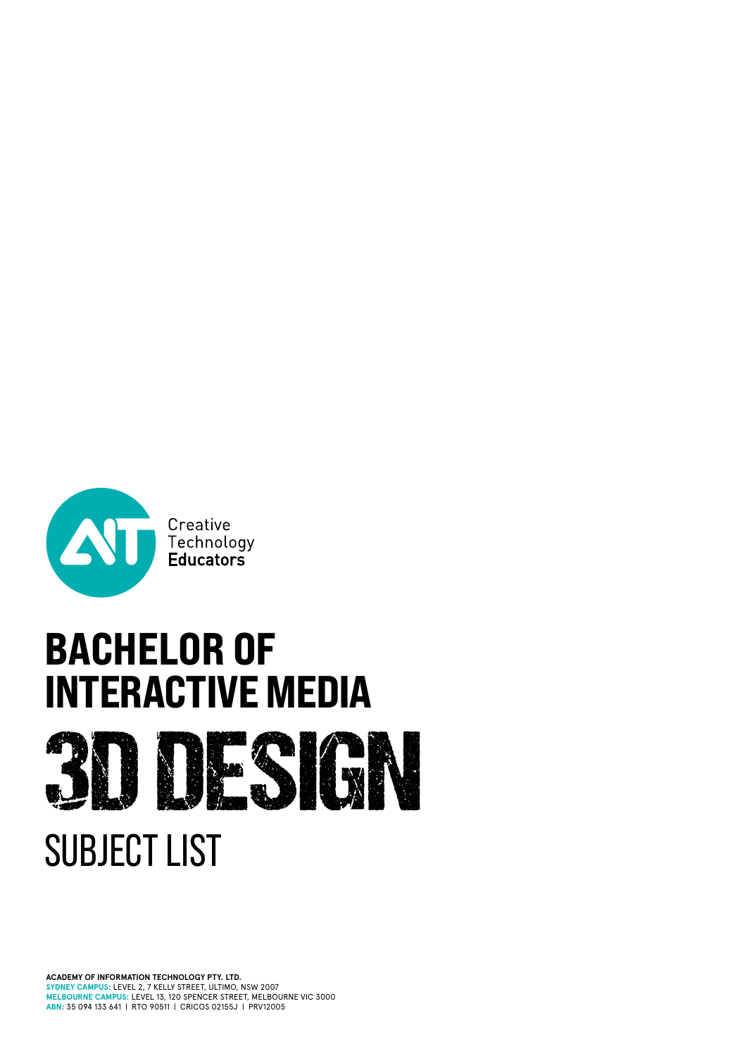Creative
Technology
**Educators**

# BACHELOR OF INTERACTIVE MEDIA

# 3D DESIGN

## SUBJECT LIST

**ACADEMY OF INFORMATION TECHNOLOGY PTY. LTD.**
**SYDNEY CAMPUS:** LEVEL 2, 7 KELLY STREET, ULTIMO, NSW 2007
**MELBOURNE CAMPUS:** LEVEL 13, 120 SPENCER STREET, MELBOURNE VIC 3000
**ABN**: 35 094 133 641 | RTO 90511 | CRICOS 02155J | PRV12005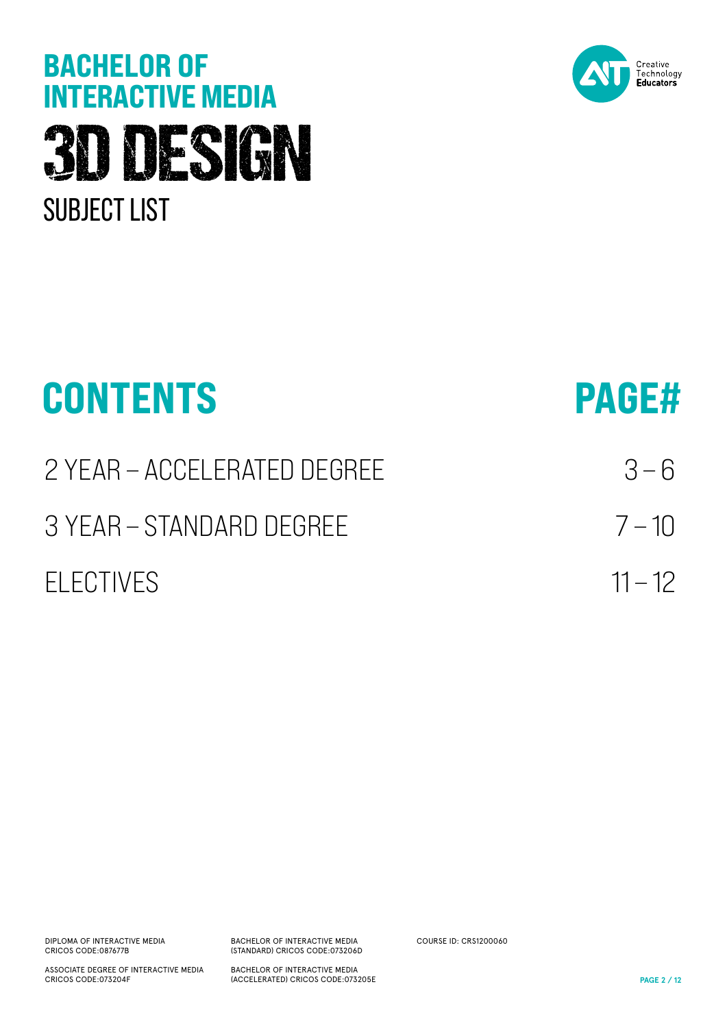# BACHELOR OF INTERACTIVE MEDIA

# 3D DESIGN

## SUBJECT LIST

Creative Technology Educators

| CONTENTS | PAGE# |
| --- | --- |
| 2 YEAR – ACCELERATED DEGREE | 3 – 6 |
| 3 YEAR – STANDARD DEGREE | 7 – 10 |
| ELECTIVES | 11 – 12 |

DIPLOMA OF INTERACTIVE MEDIA
CRICOS CODE:087677B

ASSOCIATE DEGREE OF INTERACTIVE MEDIA
CRICOS CODE:073204F

BACHELOR OF INTERACTIVE MEDIA
(STANDARD) CRICOS CODE:073206D

BACHELOR OF INTERACTIVE MEDIA
(ACCELERATED) CRICOS CODE:073205E

COURSE ID: CRS1200060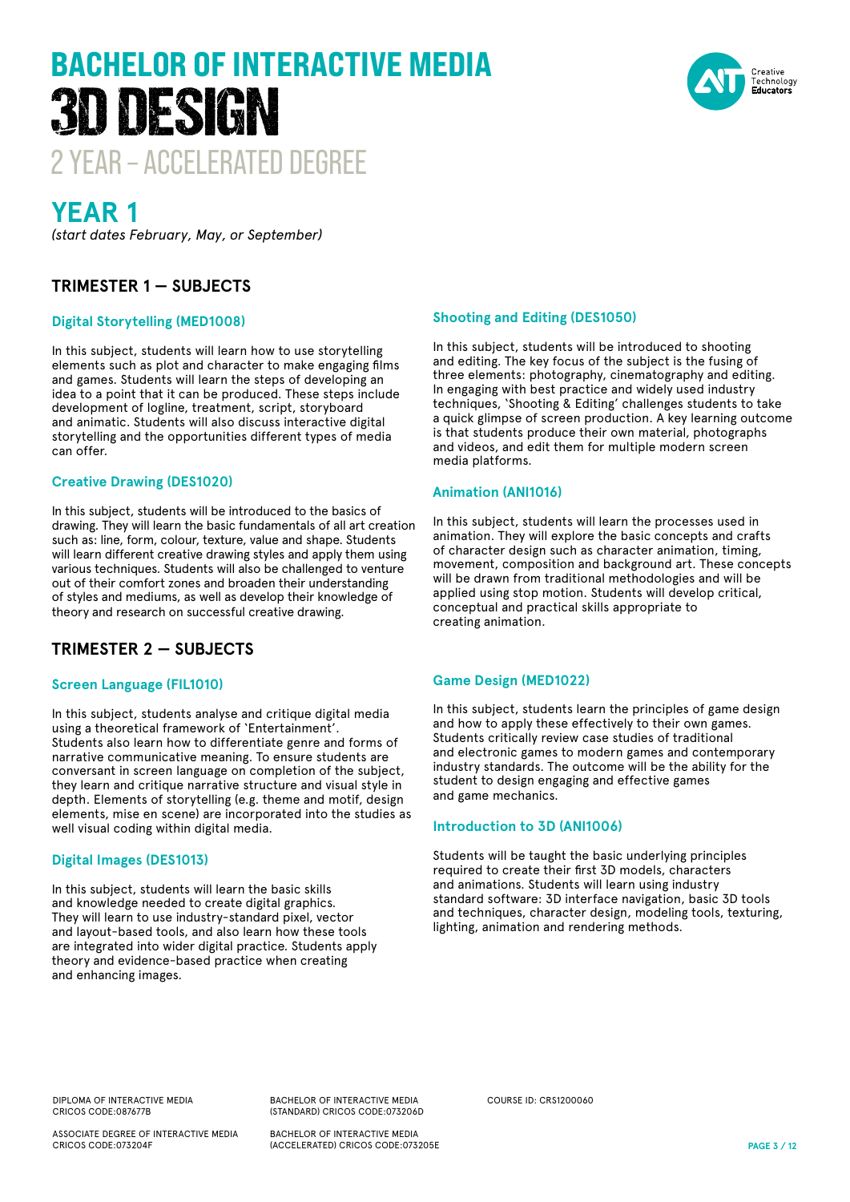# BACHELOR OF INTERACTIVE MEDIA
# 3D DESIGN
## 2 YEAR – ACCELERATED DEGREE

## YEAR 1
*(start dates February, May, or September)*

### TRIMESTER 1 — SUBJECTS

#### Digital Storytelling (MED1008)

In this subject, students will learn how to use storytelling elements such as plot and character to make engaging films and games. Students will learn the steps of developing an idea to a point that it can be produced. These steps include development of logline, treatment, script, storyboard and animatic. Students will also discuss interactive digital storytelling and the opportunities different types of media can offer.

#### Creative Drawing (DES1020)

In this subject, students will be introduced to the basics of drawing. They will learn the basic fundamentals of all art creation such as: line, form, colour, texture, value and shape. Students will learn different creative drawing styles and apply them using various techniques. Students will also be challenged to venture out of their comfort zones and broaden their understanding of styles and mediums, as well as develop their knowledge of theory and research on successful creative drawing.

#### Shooting and Editing (DES1050)

In this subject, students will be introduced to shooting and editing. The key focus of the subject is the fusing of three elements: photography, cinematography and editing. In engaging with best practice and widely used industry techniques, 'Shooting & Editing' challenges students to take a quick glimpse of screen production. A key learning outcome is that students produce their own material, photographs and videos, and edit them for multiple modern screen media platforms.

#### Animation (ANI1016)

In this subject, students will learn the processes used in animation. They will explore the basic concepts and crafts of character design such as character animation, timing, movement, composition and background art. These concepts will be drawn from traditional methodologies and will be applied using stop motion. Students will develop critical, conceptual and practical skills appropriate to creating animation.

### TRIMESTER 2 — SUBJECTS

#### Screen Language (FIL1010)

In this subject, students analyse and critique digital media using a theoretical framework of 'Entertainment'. Students also learn how to differentiate genre and forms of narrative communicative meaning. To ensure students are conversant in screen language on completion of the subject, they learn and critique narrative structure and visual style in depth. Elements of storytelling (e.g. theme and motif, design elements, mise en scene) are incorporated into the studies as well visual coding within digital media.

#### Digital Images (DES1013)

In this subject, students will learn the basic skills and knowledge needed to create digital graphics. They will learn to use industry-standard pixel, vector and layout-based tools, and also learn how these tools are integrated into wider digital practice. Students apply theory and evidence-based practice when creating and enhancing images.

#### Game Design (MED1022)

In this subject, students learn the principles of game design and how to apply these effectively to their own games. Students critically review case studies of traditional and electronic games to modern games and contemporary industry standards. The outcome will be the ability for the student to design engaging and effective games and game mechanics.

#### Introduction to 3D (ANI1006)

Students will be taught the basic underlying principles required to create their first 3D models, characters and animations. Students will learn using industry standard software: 3D interface navigation, basic 3D tools and techniques, character design, modeling tools, texturing, lighting, animation and rendering methods.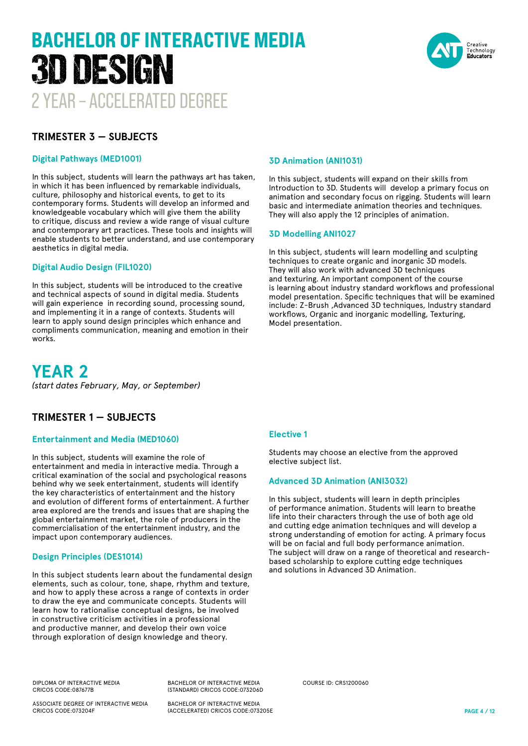# BACHELOR OF INTERACTIVE MEDIA
# 3D DESIGN
## 2 YEAR – ACCELERATED DEGREE

### TRIMESTER 3 — SUBJECTS

#### Digital Pathways (MED1001)

In this subject, students will learn the pathways art has taken, in which it has been influenced by remarkable individuals, culture, philosophy and historical events, to get to its contemporary forms. Students will develop an informed and knowledgeable vocabulary which will give them the ability to critique, discuss and review a wide range of visual culture and contemporary art practices. These tools and insights will enable students to better understand, and use contemporary aesthetics in digital media.

#### Digital Audio Design (FIL1020)

In this subject, students will be introduced to the creative and technical aspects of sound in digital media. Students will gain experience in recording sound, processing sound, and implementing it in a range of contexts. Students will learn to apply sound design principles which enhance and compliments communication, meaning and emotion in their works.

#### 3D Animation (ANI1031)

In this subject, students will expand on their skills from Introduction to 3D. Students will develop a primary focus on animation and secondary focus on rigging. Students will learn basic and intermediate animation theories and techniques. They will also apply the 12 principles of animation.

#### 3D Modelling ANI1027

In this subject, students will learn modelling and sculpting techniques to create organic and inorganic 3D models. They will also work with advanced 3D techniques and texturing. An important component of the course is learning about industry standard workflows and professional model presentation. Specific techniques that will be examined include: Z-Brush ,Advanced 3D techniques, Industry standard workflows, Organic and inorganic modelling, Texturing, Model presentation.

## YEAR 2

*(start dates February, May, or September)*

### TRIMESTER 1 — SUBJECTS

#### Entertainment and Media (MED1060)

In this subject, students will examine the role of entertainment and media in interactive media. Through a critical examination of the social and psychological reasons behind why we seek entertainment, students will identify the key characteristics of entertainment and the history and evolution of different forms of entertainment. A further area explored are the trends and issues that are shaping the global entertainment market, the role of producers in the commercialisation of the entertainment industry, and the impact upon contemporary audiences.

#### Design Principles (DES1014)

In this subject students learn about the fundamental design elements, such as colour, tone, shape, rhythm and texture, and how to apply these across a range of contexts in order to draw the eye and communicate concepts. Students will learn how to rationalise conceptual designs, be involved in constructive criticism activities in a professional and productive manner, and develop their own voice through exploration of design knowledge and theory.

#### Elective 1

Students may choose an elective from the approved elective subject list.

#### Advanced 3D Animation (ANI3032)

In this subject, students will learn in depth principles of performance animation. Students will learn to breathe life into their characters through the use of both age old and cutting edge animation techniques and will develop a strong understanding of emotion for acting. A primary focus will be on facial and full body performance animation. The subject will draw on a range of theoretical and research-based scholarship to explore cutting edge techniques and solutions in Advanced 3D Animation.

DIPLOMA OF INTERACTIVE MEDIA CRICOS CODE:087677B

ASSOCIATE DEGREE OF INTERACTIVE MEDIA CRICOS CODE:073204F

BACHELOR OF INTERACTIVE MEDIA (STANDARD) CRICOS CODE:073206D

BACHELOR OF INTERACTIVE MEDIA (ACCELERATED) CRICOS CODE:073205E

COURSE ID: CRS1200060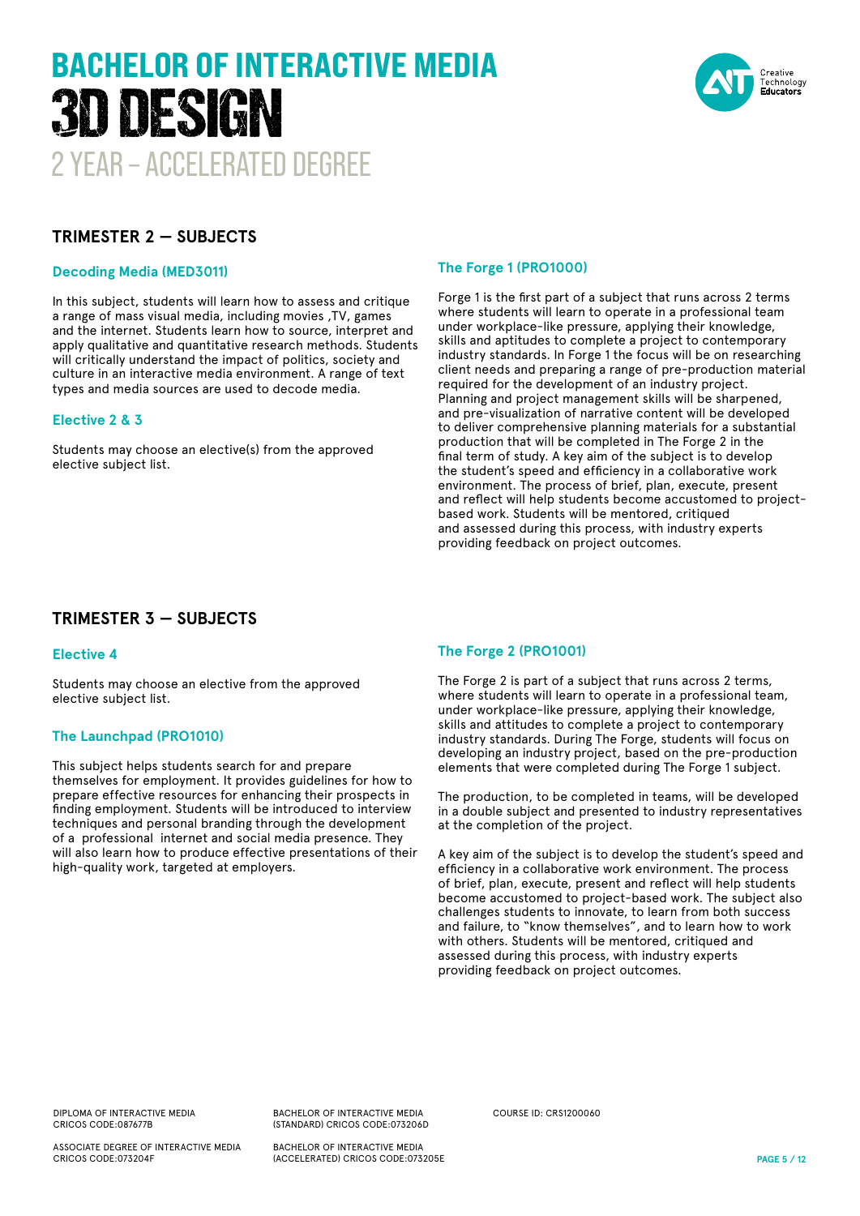# BACHELOR OF INTERACTIVE MEDIA
# 3D DESIGN
## 2 YEAR – ACCELERATED DEGREE

## TRIMESTER 2 — SUBJECTS

### Decoding Media (MED3011)

In this subject, students will learn how to assess and critique a range of mass visual media, including movies ,TV, games and the internet. Students learn how to source, interpret and apply qualitative and quantitative research methods. Students will critically understand the impact of politics, society and culture in an interactive media environment. A range of text types and media sources are used to decode media.

### Elective 2 & 3

Students may choose an elective(s) from the approved elective subject list.

### The Forge 1 (PRO1000)

Forge 1 is the first part of a subject that runs across 2 terms where students will learn to operate in a professional team under workplace-like pressure, applying their knowledge, skills and aptitudes to complete a project to contemporary industry standards. In Forge 1 the focus will be on researching client needs and preparing a range of pre-production material required for the development of an industry project. Planning and project management skills will be sharpened, and pre-visualization of narrative content will be developed to deliver comprehensive planning materials for a substantial production that will be completed in The Forge 2 in the final term of study. A key aim of the subject is to develop the student's speed and efficiency in a collaborative work environment. The process of brief, plan, execute, present and reflect will help students become accustomed to project-based work. Students will be mentored, critiqued and assessed during this process, with industry experts providing feedback on project outcomes.

## TRIMESTER 3 — SUBJECTS

### Elective 4

Students may choose an elective from the approved elective subject list.

### The Launchpad (PRO1010)

This subject helps students search for and prepare themselves for employment. It provides guidelines for how to prepare effective resources for enhancing their prospects in finding employment. Students will be introduced to interview techniques and personal branding through the development of a professional internet and social media presence. They will also learn how to produce effective presentations of their high-quality work, targeted at employers.

### The Forge 2 (PRO1001)

The Forge 2 is part of a subject that runs across 2 terms, where students will learn to operate in a professional team, under workplace-like pressure, applying their knowledge, skills and attitudes to complete a project to contemporary industry standards. During The Forge, students will focus on developing an industry project, based on the pre-production elements that were completed during The Forge 1 subject.

The production, to be completed in teams, will be developed in a double subject and presented to industry representatives at the completion of the project.

A key aim of the subject is to develop the student's speed and efficiency in a collaborative work environment. The process of brief, plan, execute, present and reflect will help students become accustomed to project-based work. The subject also challenges students to innovate, to learn from both success and failure, to "know themselves", and to learn how to work with others. Students will be mentored, critiqued and assessed during this process, with industry experts providing feedback on project outcomes.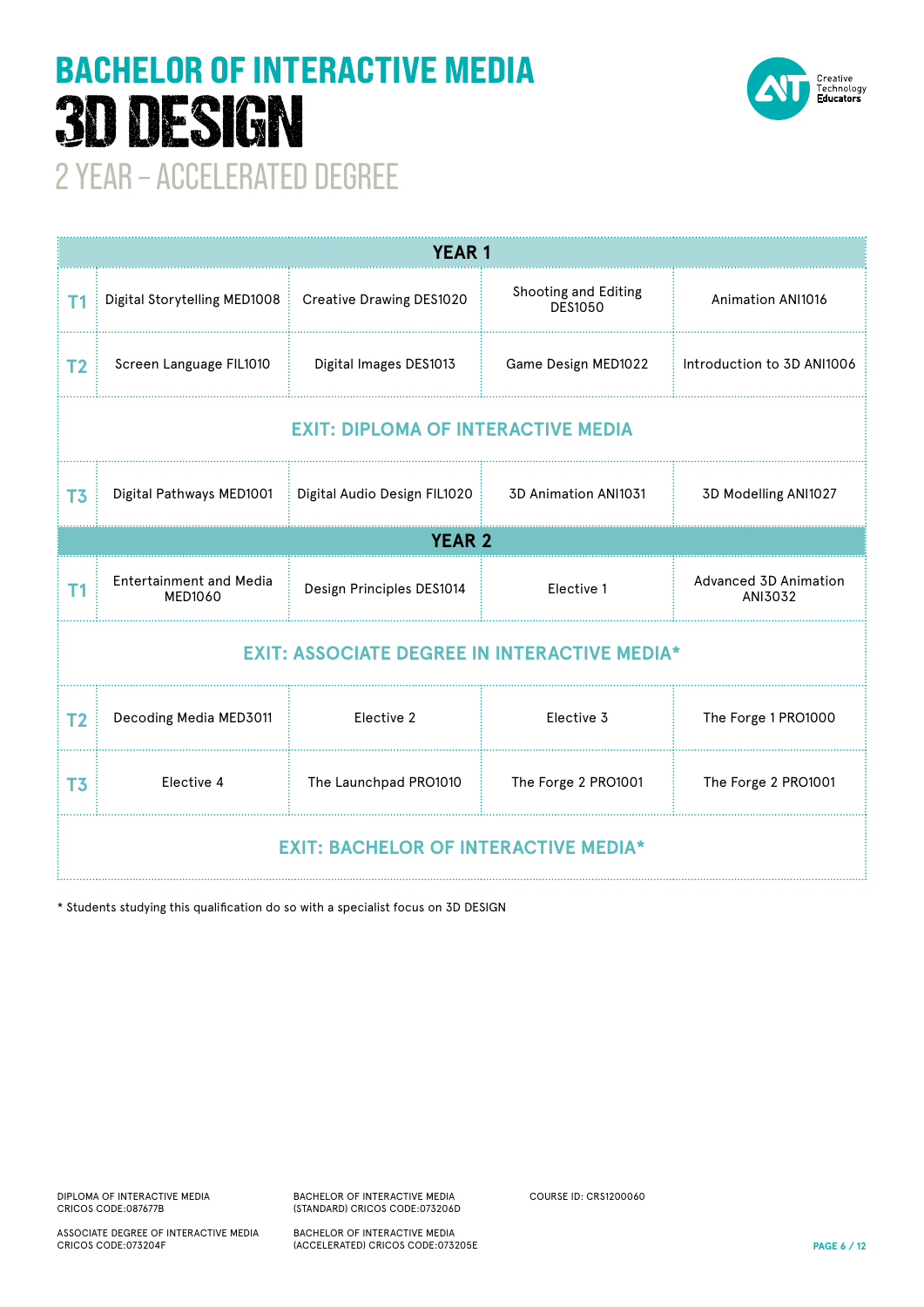# BACHELOR OF INTERACTIVE MEDIA

# 3D DESIGN

## 2 YEAR – ACCELERATED DEGREE

Creative Technology Educators

| YEAR 1 | | | | |
|---|---|---|---|---|
| T1 | Digital Storytelling MED1008 | Creative Drawing DES1020 | Shooting and Editing DES1050 | Animation ANI1016 |
| T2 | Screen Language FIL1010 | Digital Images DES1013 | Game Design MED1022 | Introduction to 3D ANI1006 |
| | **EXIT: DIPLOMA OF INTERACTIVE MEDIA** | | | |
| T3 | Digital Pathways MED1001 | Digital Audio Design FIL1020 | 3D Animation ANI1031 | 3D Modelling ANI1027 |
| **YEAR 2** | | | | |
| T1 | Entertainment and Media MED1060 | Design Principles DES1014 | Elective 1 | Advanced 3D Animation ANI3032 |
| | **EXIT: ASSOCIATE DEGREE IN INTERACTIVE MEDIA*** | | | |
| T2 | Decoding Media MED3011 | Elective 2 | Elective 3 | The Forge 1 PRO1000 |
| T3 | Elective 4 | The Launchpad PRO1010 | The Forge 2 PRO1001 | The Forge 2 PRO1001 |
| | **EXIT: BACHELOR OF INTERACTIVE MEDIA*** | | | |

* Students studying this qualification do so with a specialist focus on 3D DESIGN

DIPLOMA OF INTERACTIVE MEDIA
CRICOS CODE:087677B

ASSOCIATE DEGREE OF INTERACTIVE MEDIA
CRICOS CODE:073204F

BACHELOR OF INTERACTIVE MEDIA
(STANDARD) CRICOS CODE:073206D

BACHELOR OF INTERACTIVE MEDIA
(ACCELERATED) CRICOS CODE:073205E

COURSE ID: CRS1200060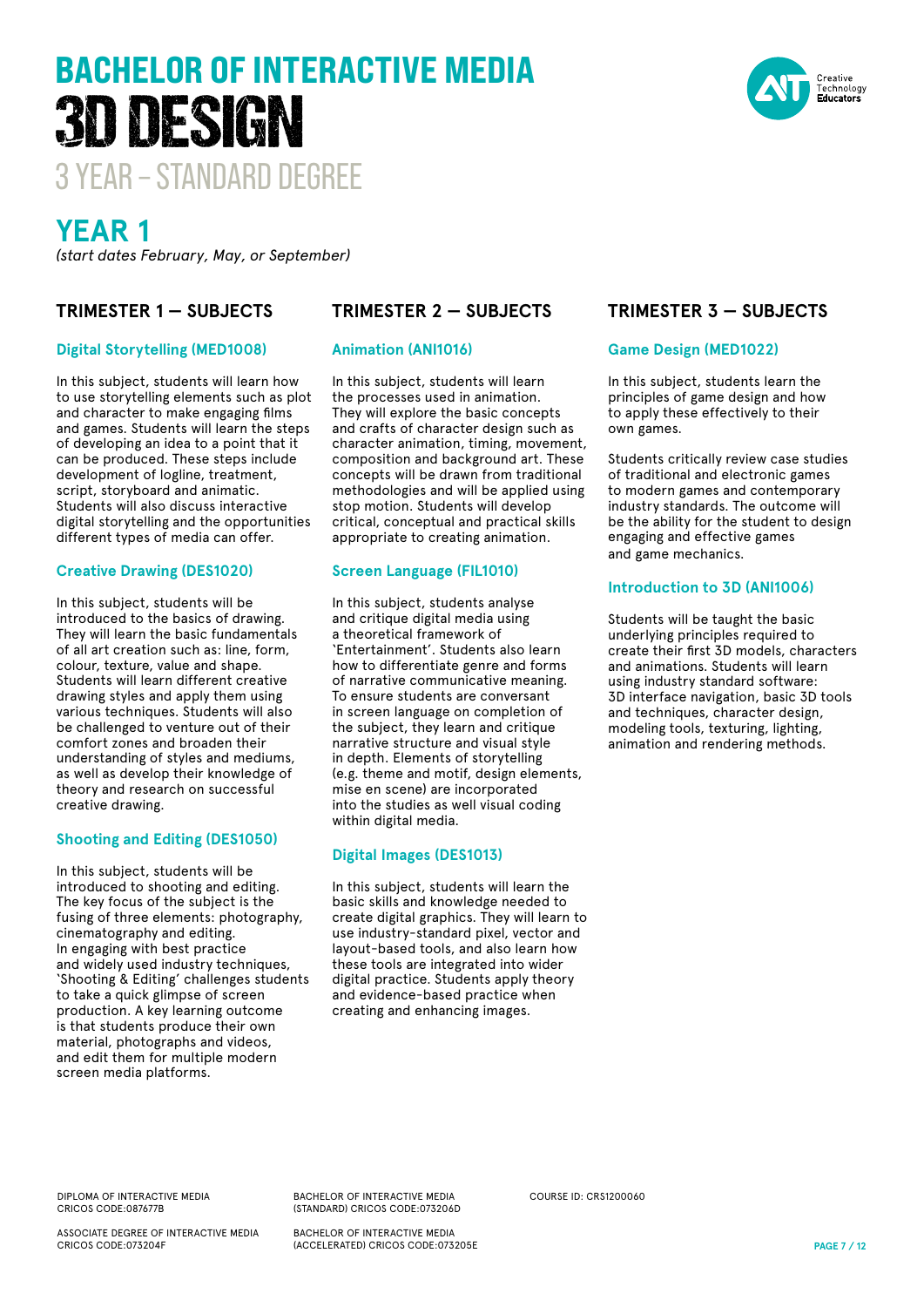# BACHELOR OF INTERACTIVE MEDIA
# 3D DESIGN
## 3 YEAR – STANDARD DEGREE

## YEAR 1

*(start dates February, May, or September)*

### TRIMESTER 1 — SUBJECTS

#### Digital Storytelling (MED1008)

In this subject, students will learn how to use storytelling elements such as plot and character to make engaging films and games. Students will learn the steps of developing an idea to a point that it can be produced. These steps include development of logline, treatment, script, storyboard and animatic. Students will also discuss interactive digital storytelling and the opportunities different types of media can offer.

#### Creative Drawing (DES1020)

In this subject, students will be introduced to the basics of drawing. They will learn the basic fundamentals of all art creation such as: line, form, colour, texture, value and shape. Students will learn different creative drawing styles and apply them using various techniques. Students will also be challenged to venture out of their comfort zones and broaden their understanding of styles and mediums, as well as develop their knowledge of theory and research on successful creative drawing.

#### Shooting and Editing (DES1050)

In this subject, students will be introduced to shooting and editing. The key focus of the subject is the fusing of three elements: photography, cinematography and editing. In engaging with best practice and widely used industry techniques, 'Shooting & Editing' challenges students to take a quick glimpse of screen production. A key learning outcome is that students produce their own material, photographs and videos, and edit them for multiple modern screen media platforms.

### TRIMESTER 2 — SUBJECTS

#### Animation (ANI1016)

In this subject, students will learn the processes used in animation. They will explore the basic concepts and crafts of character design such as character animation, timing, movement, composition and background art. These concepts will be drawn from traditional methodologies and will be applied using stop motion. Students will develop critical, conceptual and practical skills appropriate to creating animation.

#### Screen Language (FIL1010)

In this subject, students analyse and critique digital media using a theoretical framework of 'Entertainment'. Students also learn how to differentiate genre and forms of narrative communicative meaning. To ensure students are conversant in screen language on completion of the subject, they learn and critique narrative structure and visual style in depth. Elements of storytelling (e.g. theme and motif, design elements, mise en scene) are incorporated into the studies as well visual coding within digital media.

#### Digital Images (DES1013)

In this subject, students will learn the basic skills and knowledge needed to create digital graphics. They will learn to use industry-standard pixel, vector and layout-based tools, and also learn how these tools are integrated into wider digital practice. Students apply theory and evidence-based practice when creating and enhancing images.

### TRIMESTER 3 — SUBJECTS

#### Game Design (MED1022)

In this subject, students learn the principles of game design and how to apply these effectively to their own games.

Students critically review case studies of traditional and electronic games to modern games and contemporary industry standards. The outcome will be the ability for the student to design engaging and effective games and game mechanics.

#### Introduction to 3D (ANI1006)

Students will be taught the basic underlying principles required to create their first 3D models, characters and animations. Students will learn using industry standard software: 3D interface navigation, basic 3D tools and techniques, character design, modeling tools, texturing, lighting, animation and rendering methods.

DIPLOMA OF INTERACTIVE MEDIA CRICOS CODE:087677B

ASSOCIATE DEGREE OF INTERACTIVE MEDIA CRICOS CODE:073204F

BACHELOR OF INTERACTIVE MEDIA (STANDARD) CRICOS CODE:073206D

BACHELOR OF INTERACTIVE MEDIA (ACCELERATED) CRICOS CODE:073205E

COURSE ID: CRS1200060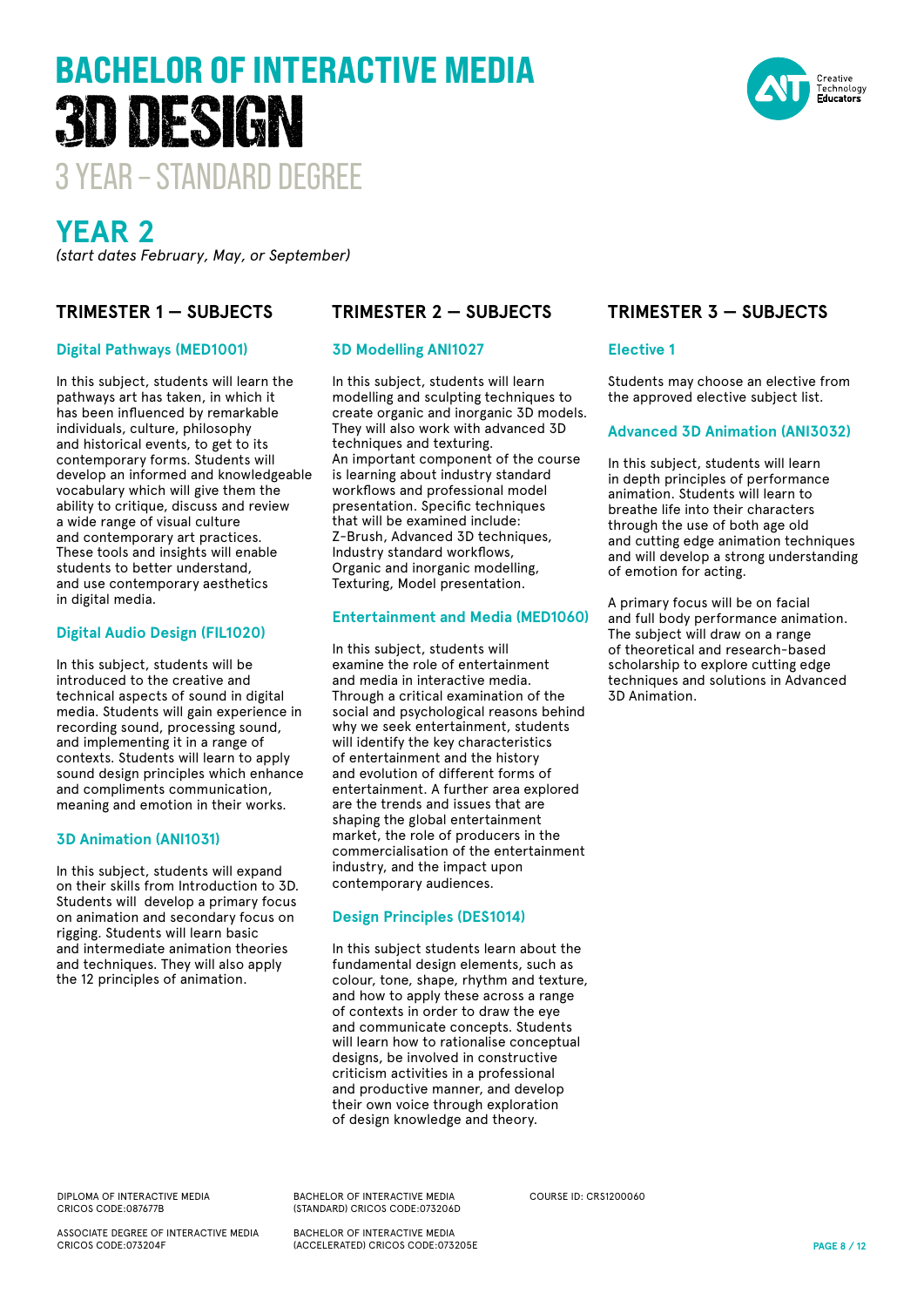# BACHELOR OF INTERACTIVE MEDIA
# 3D DESIGN
## 3 YEAR – STANDARD DEGREE

Creative Technology Educators

## YEAR 2

*(start dates February, May, or September)*

### TRIMESTER 1 — SUBJECTS

#### Digital Pathways (MED1001)

In this subject, students will learn the pathways art has taken, in which it has been influenced by remarkable individuals, culture, philosophy and historical events, to get to its contemporary forms. Students will develop an informed and knowledgeable vocabulary which will give them the ability to critique, discuss and review a wide range of visual culture and contemporary art practices. These tools and insights will enable students to better understand, and use contemporary aesthetics in digital media.

#### Digital Audio Design (FIL1020)

In this subject, students will be introduced to the creative and technical aspects of sound in digital media. Students will gain experience in recording sound, processing sound, and implementing it in a range of contexts. Students will learn to apply sound design principles which enhance and compliments communication, meaning and emotion in their works.

#### 3D Animation (ANI1031)

In this subject, students will expand on their skills from Introduction to 3D. Students will develop a primary focus on animation and secondary focus on rigging. Students will learn basic and intermediate animation theories and techniques. They will also apply the 12 principles of animation.

### TRIMESTER 2 — SUBJECTS

#### 3D Modelling ANI1027

In this subject, students will learn modelling and sculpting techniques to create organic and inorganic 3D models. They will also work with advanced 3D techniques and texturing.
An important component of the course is learning about industry standard workflows and professional model presentation. Specific techniques that will be examined include: Z-Brush, Advanced 3D techniques, Industry standard workflows, Organic and inorganic modelling, Texturing, Model presentation.

#### Entertainment and Media (MED1060)

In this subject, students will examine the role of entertainment and media in interactive media. Through a critical examination of the social and psychological reasons behind why we seek entertainment, students will identify the key characteristics of entertainment and the history and evolution of different forms of entertainment. A further area explored are the trends and issues that are shaping the global entertainment market, the role of producers in the commercialisation of the entertainment industry, and the impact upon contemporary audiences.

#### Design Principles (DES1014)

In this subject students learn about the fundamental design elements, such as colour, tone, shape, rhythm and texture, and how to apply these across a range of contexts in order to draw the eye and communicate concepts. Students will learn how to rationalise conceptual designs, be involved in constructive criticism activities in a professional and productive manner, and develop their own voice through exploration of design knowledge and theory.

### TRIMESTER 3 — SUBJECTS

#### Elective 1

Students may choose an elective from the approved elective subject list.

#### Advanced 3D Animation (ANI3032)

In this subject, students will learn in depth principles of performance animation. Students will learn to breathe life into their characters through the use of both age old and cutting edge animation techniques and will develop a strong understanding of emotion for acting.

A primary focus will be on facial and full body performance animation. The subject will draw on a range of theoretical and research-based scholarship to explore cutting edge techniques and solutions in Advanced 3D Animation.

DIPLOMA OF INTERACTIVE MEDIA
CRICOS CODE:087677B

ASSOCIATE DEGREE OF INTERACTIVE MEDIA
CRICOS CODE:073204F

BACHELOR OF INTERACTIVE MEDIA
(STANDARD) CRICOS CODE:073206D

BACHELOR OF INTERACTIVE MEDIA
(ACCELERATED) CRICOS CODE:073205E

COURSE ID: CRS1200060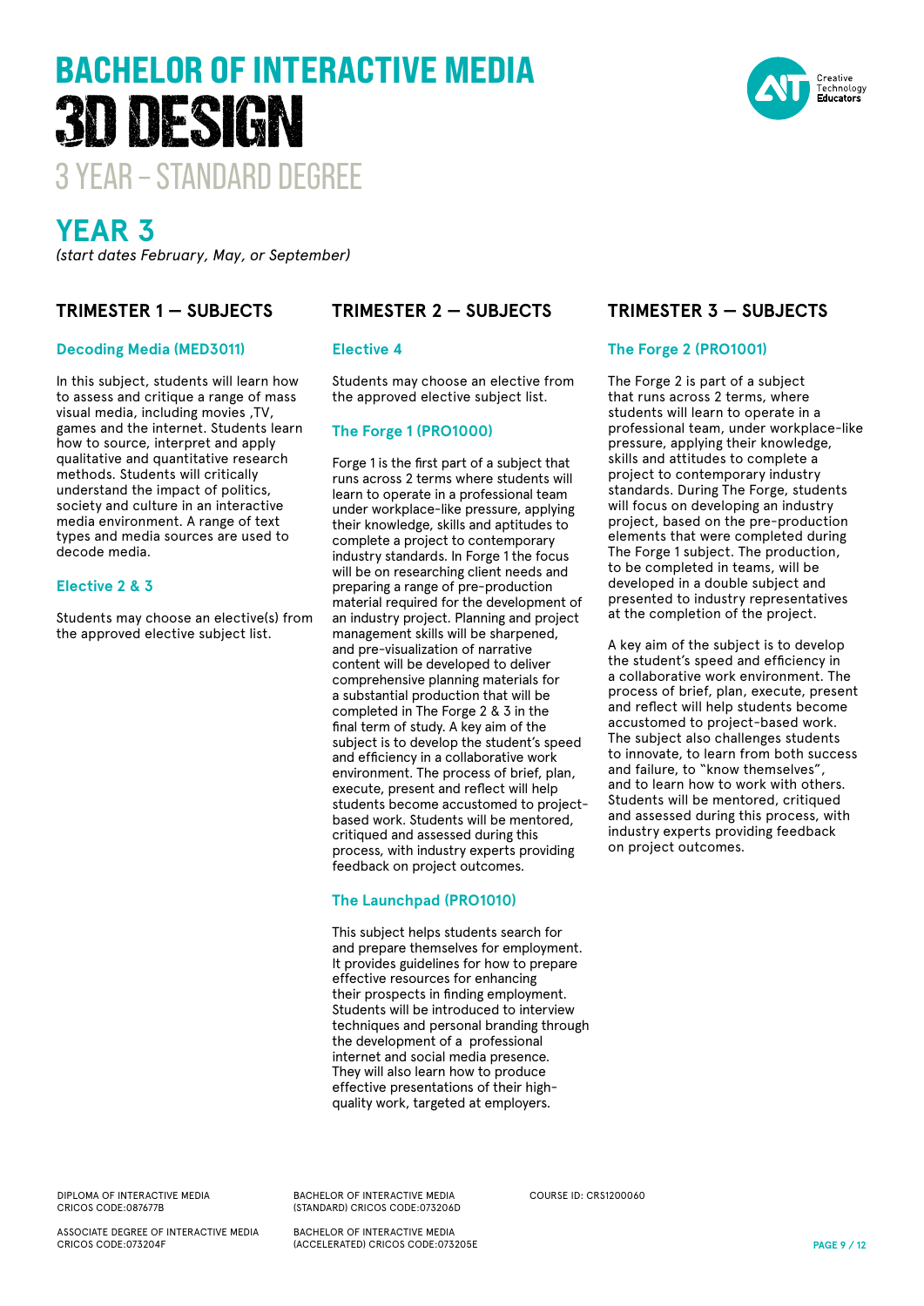# BACHELOR OF INTERACTIVE MEDIA
# 3D DESIGN
## 3 YEAR – STANDARD DEGREE

Creative Technology Educators

## YEAR 3

*(start dates February, May, or September)*

### TRIMESTER 1 — SUBJECTS

#### Decoding Media (MED3011)

In this subject, students will learn how to assess and critique a range of mass visual media, including movies ,TV, games and the internet. Students learn how to source, interpret and apply qualitative and quantitative research methods. Students will critically understand the impact of politics, society and culture in an interactive media environment. A range of text types and media sources are used to decode media.

#### Elective 2 & 3

Students may choose an elective(s) from the approved elective subject list.

### TRIMESTER 2 — SUBJECTS

#### Elective 4

Students may choose an elective from the approved elective subject list.

#### The Forge 1 (PRO1000)

Forge 1 is the first part of a subject that runs across 2 terms where students will learn to operate in a professional team under workplace-like pressure, applying their knowledge, skills and aptitudes to complete a project to contemporary industry standards. In Forge 1 the focus will be on researching client needs and preparing a range of pre-production material required for the development of an industry project. Planning and project management skills will be sharpened, and pre-visualization of narrative content will be developed to deliver comprehensive planning materials for a substantial production that will be completed in The Forge 2 & 3 in the final term of study. A key aim of the subject is to develop the student's speed and efficiency in a collaborative work environment. The process of brief, plan, execute, present and reflect will help students become accustomed to project-based work. Students will be mentored, critiqued and assessed during this process, with industry experts providing feedback on project outcomes.

#### The Launchpad (PRO1010)

This subject helps students search for and prepare themselves for employment. It provides guidelines for how to prepare effective resources for enhancing their prospects in finding employment. Students will be introduced to interview techniques and personal branding through the development of a professional internet and social media presence. They will also learn how to produce effective presentations of their high-quality work, targeted at employers.

### TRIMESTER 3 — SUBJECTS

#### The Forge 2 (PRO1001)

The Forge 2 is part of a subject that runs across 2 terms, where students will learn to operate in a professional team, under workplace-like pressure, applying their knowledge, skills and attitudes to complete a project to contemporary industry standards. During The Forge, students will focus on developing an industry project, based on the pre-production elements that were completed during The Forge 1 subject. The production, to be completed in teams, will be developed in a double subject and presented to industry representatives at the completion of the project.

A key aim of the subject is to develop the student's speed and efficiency in a collaborative work environment. The process of brief, plan, execute, present and reflect will help students become accustomed to project-based work. The subject also challenges students to innovate, to learn from both success and failure, to "know themselves", and to learn how to work with others. Students will be mentored, critiqued and assessed during this process, with industry experts providing feedback on project outcomes.

DIPLOMA OF INTERACTIVE MEDIA
CRICOS CODE:087677B

ASSOCIATE DEGREE OF INTERACTIVE MEDIA
CRICOS CODE:073204F

BACHELOR OF INTERACTIVE MEDIA
(STANDARD) CRICOS CODE:073206D

BACHELOR OF INTERACTIVE MEDIA
(ACCELERATED) CRICOS CODE:073205E

COURSE ID: CRS1200060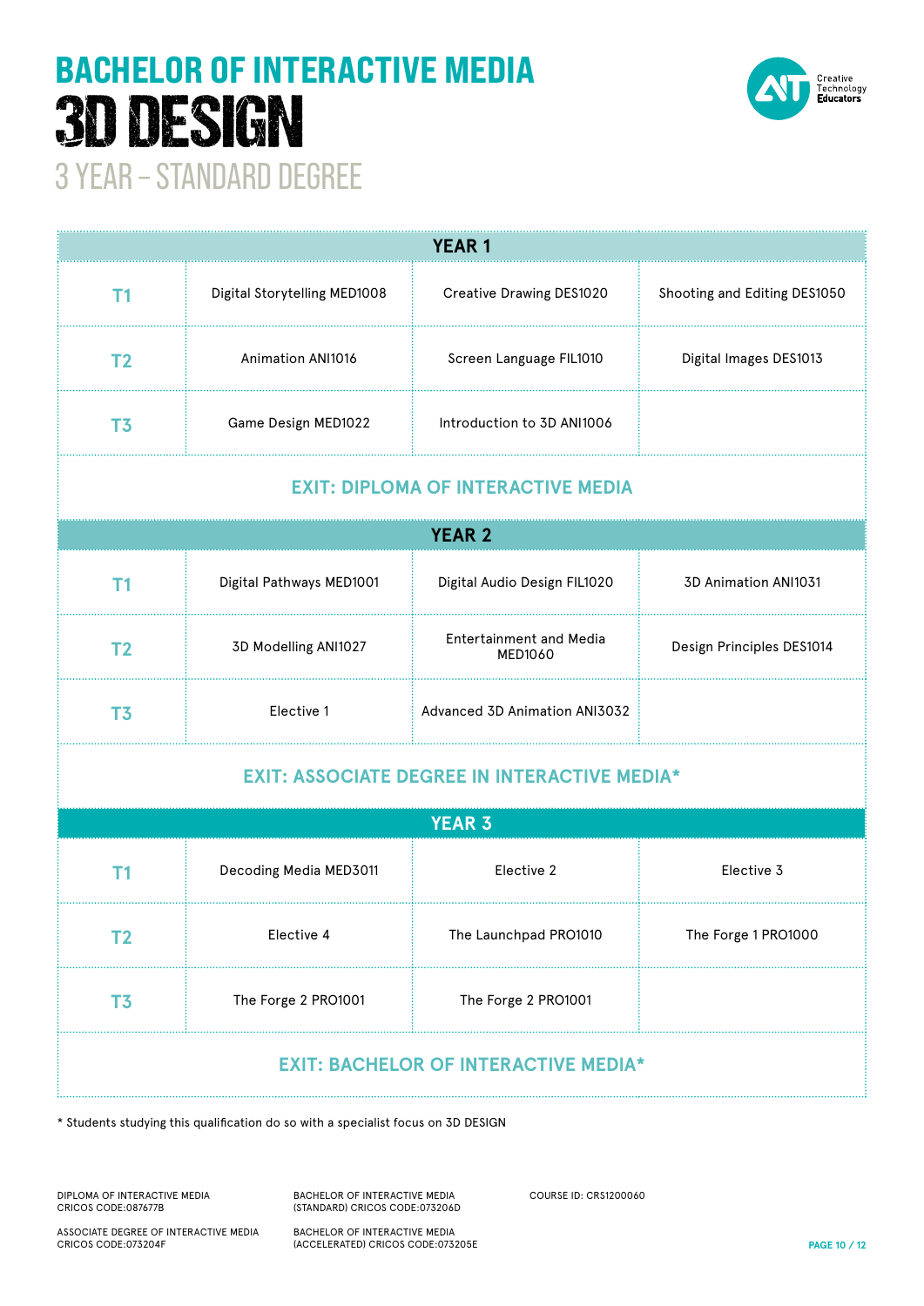# BACHELOR OF INTERACTIVE MEDIA
# 3D DESIGN
## 3 YEAR – STANDARD DEGREE

| YEAR 1 | | | |
|---|---|---|---|
| T1 | Digital Storytelling MED1008 | Creative Drawing DES1020 | Shooting and Editing DES1050 |
| T2 | Animation ANI1016 | Screen Language FIL1010 | Digital Images DES1013 |
| T3 | Game Design MED1022 | Introduction to 3D ANI1006 | |
| **EXIT: DIPLOMA OF INTERACTIVE MEDIA** | | | |
| **YEAR 2** | | | |
| T1 | Digital Pathways MED1001 | Digital Audio Design FIL1020 | 3D Animation ANI1031 |
| T2 | 3D Modelling ANI1027 | Entertainment and Media MED1060 | Design Principles DES1014 |
| T3 | Elective 1 | Advanced 3D Animation ANI3032 | |
| **EXIT: ASSOCIATE DEGREE IN INTERACTIVE MEDIA*** | | | |
| **YEAR 3** | | | |
| T1 | Decoding Media MED3011 | Elective 2 | Elective 3 |
| T2 | Elective 4 | The Launchpad PRO1010 | The Forge 1 PRO1000 |
| T3 | The Forge 2 PRO1001 | The Forge 2 PRO1001 | |
| **EXIT: BACHELOR OF INTERACTIVE MEDIA*** | | | |

* Students studying this qualification do so with a specialist focus on 3D DESIGN

DIPLOMA OF INTERACTIVE MEDIA
CRICOS CODE:087677B

ASSOCIATE DEGREE OF INTERACTIVE MEDIA
CRICOS CODE:073204F

BACHELOR OF INTERACTIVE MEDIA
(STANDARD) CRICOS CODE:073206D

BACHELOR OF INTERACTIVE MEDIA
(ACCELERATED) CRICOS CODE:073205E

COURSE ID: CRS1200060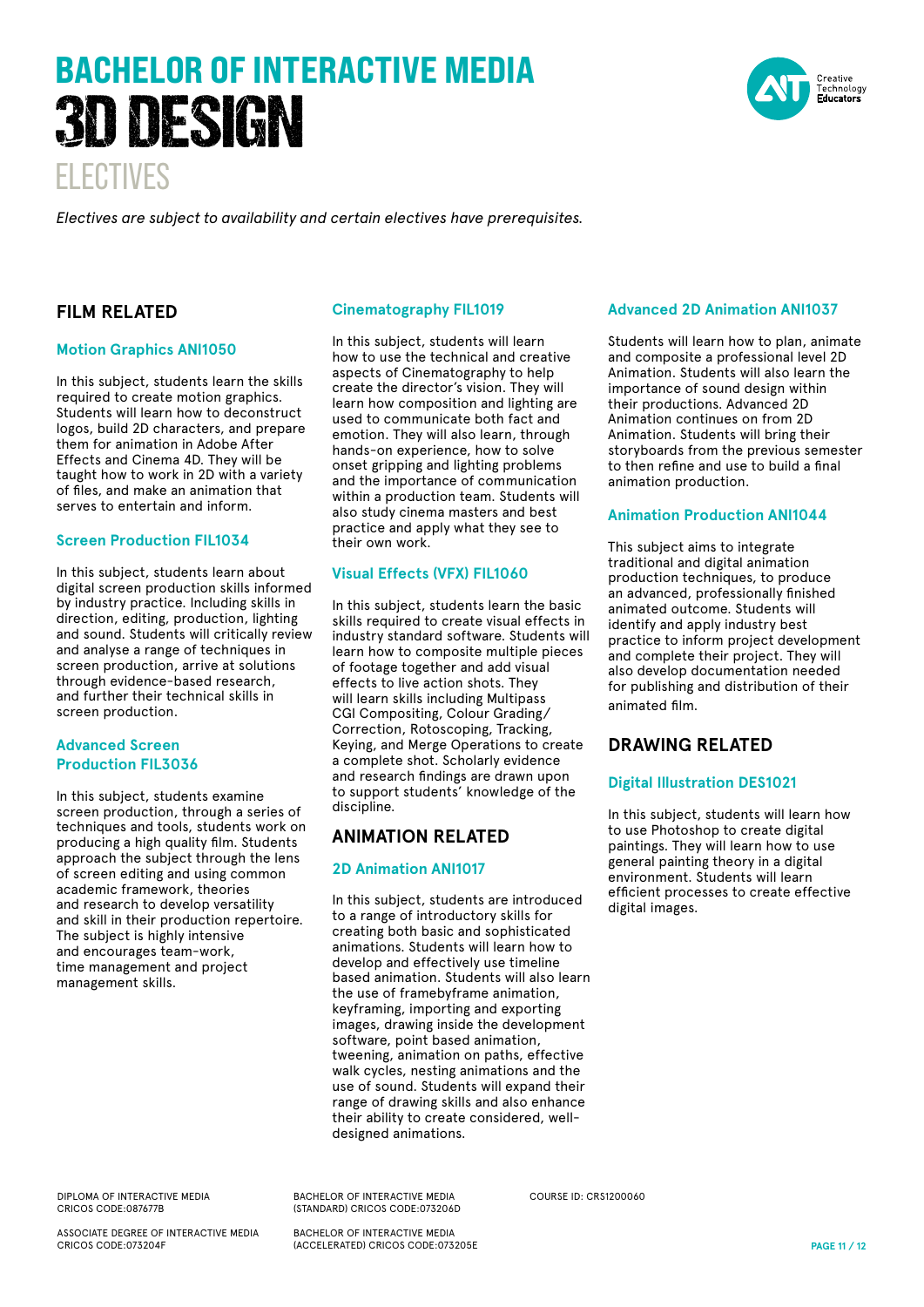# BACHELOR OF INTERACTIVE MEDIA
# 3D DESIGN
## ELECTIVES

*Electives are subject to availability and certain electives have prerequisites.*

## FILM RELATED

### Motion Graphics ANI1050

In this subject, students learn the skills required to create motion graphics. Students will learn how to deconstruct logos, build 2D characters, and prepare them for animation in Adobe After Effects and Cinema 4D. They will be taught how to work in 2D with a variety of files, and make an animation that serves to entertain and inform.

### Screen Production FIL1034

In this subject, students learn about digital screen production skills informed by industry practice. Including skills in direction, editing, production, lighting and sound. Students will critically review and analyse a range of techniques in screen production, arrive at solutions through evidence-based research, and further their technical skills in screen production.

### Advanced Screen Production FIL3036

In this subject, students examine screen production, through a series of techniques and tools, students work on producing a high quality film. Students approach the subject through the lens of screen editing and using common academic framework, theories and research to develop versatility and skill in their production repertoire. The subject is highly intensive and encourages team-work, time management and project management skills.

### Cinematography FIL1019

In this subject, students will learn how to use the technical and creative aspects of Cinematography to help create the director's vision. They will learn how composition and lighting are used to communicate both fact and emotion. They will also learn, through hands-on experience, how to solve onset gripping and lighting problems and the importance of communication within a production team. Students will also study cinema masters and best practice and apply what they see to their own work.

### Visual Effects (VFX) FIL1060

In this subject, students learn the basic skills required to create visual effects in industry standard software. Students will learn how to composite multiple pieces of footage together and add visual effects to live action shots. They will learn skills including Multipass CGI Compositing, Colour Grading/ Correction, Rotoscoping, Tracking, Keying, and Merge Operations to create a complete shot. Scholarly evidence and research findings are drawn upon to support students' knowledge of the discipline.

## ANIMATION RELATED

### 2D Animation ANI1017

In this subject, students are introduced to a range of introductory skills for creating both basic and sophisticated animations. Students will learn how to develop and effectively use timeline based animation. Students will also learn the use of framebyframe animation, keyframing, importing and exporting images, drawing inside the development software, point based animation, tweening, animation on paths, effective walk cycles, nesting animations and the use of sound. Students will expand their range of drawing skills and also enhance their ability to create considered, well-designed animations.

### Advanced 2D Animation ANI1037

Students will learn how to plan, animate and composite a professional level 2D Animation. Students will also learn the importance of sound design within their productions. Advanced 2D Animation continues on from 2D Animation. Students will bring their storyboards from the previous semester to then refine and use to build a final animation production.

### Animation Production ANI1044

This subject aims to integrate traditional and digital animation production techniques, to produce an advanced, professionally finished animated outcome. Students will identify and apply industry best practice to inform project development and complete their project. They will also develop documentation needed for publishing and distribution of their animated film.

## DRAWING RELATED

### Digital Illustration DES1021

In this subject, students will learn how to use Photoshop to create digital paintings. They will learn how to use general painting theory in a digital environment. Students will learn efficient processes to create effective digital images.

DIPLOMA OF INTERACTIVE MEDIA
CRICOS CODE:087677B

ASSOCIATE DEGREE OF INTERACTIVE MEDIA
CRICOS CODE:073204F

BACHELOR OF INTERACTIVE MEDIA
(STANDARD) CRICOS CODE:073206D

BACHELOR OF INTERACTIVE MEDIA
(ACCELERATED) CRICOS CODE:073205E

COURSE ID: CRS1200060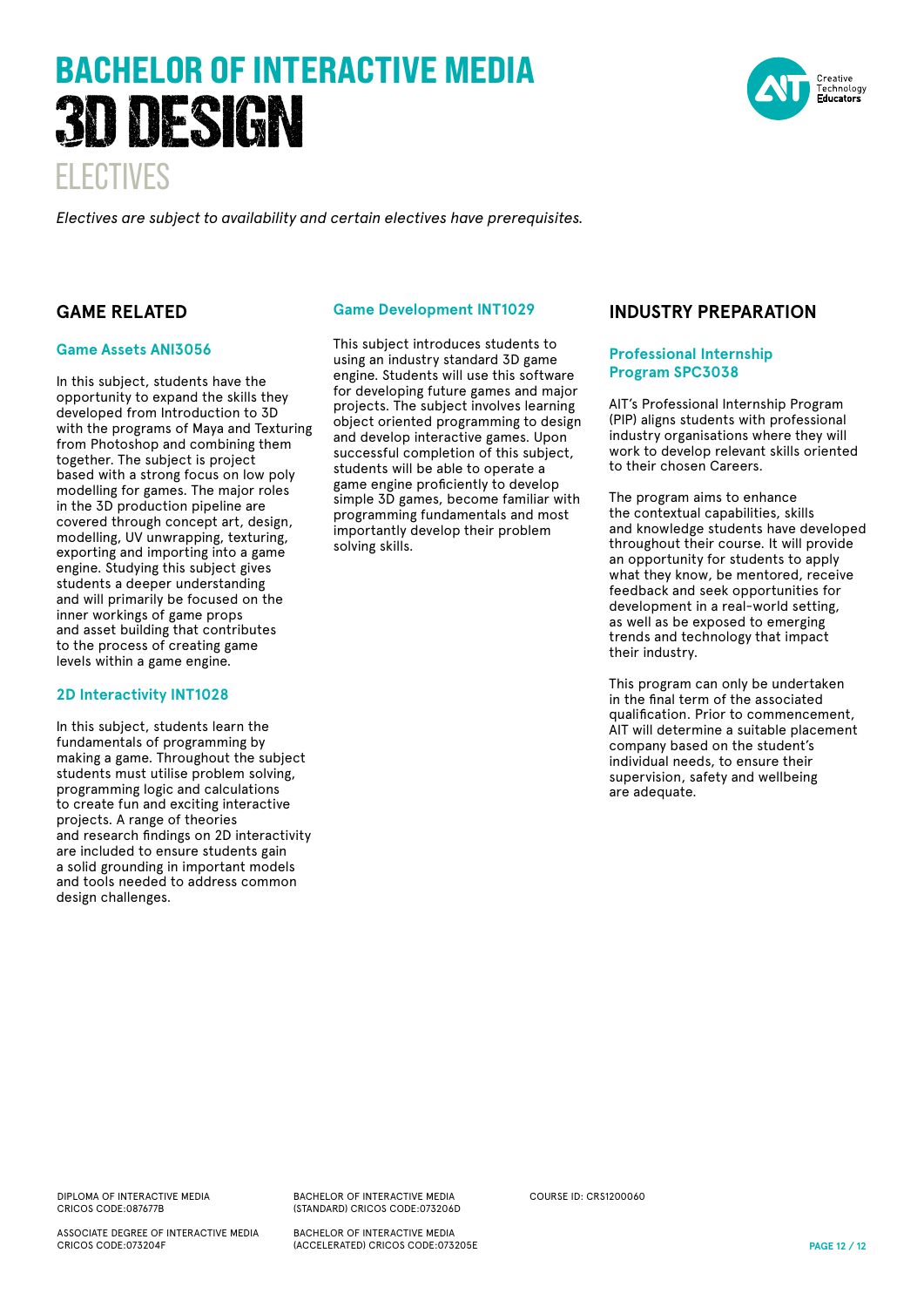# BACHELOR OF INTERACTIVE MEDIA 3D DESIGN

## ELECTIVES

*Electives are subject to availability and certain electives have prerequisites.*

## GAME RELATED

### Game Assets ANI3056

In this subject, students have the opportunity to expand the skills they developed from Introduction to 3D with the programs of Maya and Texturing from Photoshop and combining them together. The subject is project based with a strong focus on low poly modelling for games. The major roles in the 3D production pipeline are covered through concept art, design, modelling, UV unwrapping, texturing, exporting and importing into a game engine. Studying this subject gives students a deeper understanding and will primarily be focused on the inner workings of game props and asset building that contributes to the process of creating game levels within a game engine.

### 2D Interactivity INT1028

In this subject, students learn the fundamentals of programming by making a game. Throughout the subject students must utilise problem solving, programming logic and calculations to create fun and exciting interactive projects. A range of theories and research findings on 2D interactivity are included to ensure students gain a solid grounding in important models and tools needed to address common design challenges.

### Game Development INT1029

This subject introduces students to using an industry standard 3D game engine. Students will use this software for developing future games and major projects. The subject involves learning object oriented programming to design and develop interactive games. Upon successful completion of this subject, students will be able to operate a game engine proficiently to develop simple 3D games, become familiar with programming fundamentals and most importantly develop their problem solving skills.

## INDUSTRY PREPARATION

### Professional Internship Program SPC3038

AIT's Professional Internship Program (PIP) aligns students with professional industry organisations where they will work to develop relevant skills oriented to their chosen Careers.

The program aims to enhance the contextual capabilities, skills and knowledge students have developed throughout their course. It will provide an opportunity for students to apply what they know, be mentored, receive feedback and seek opportunities for development in a real-world setting, as well as be exposed to emerging trends and technology that impact their industry.

This program can only be undertaken in the final term of the associated qualification. Prior to commencement, AIT will determine a suitable placement company based on the student's individual needs, to ensure their supervision, safety and wellbeing are adequate.

DIPLOMA OF INTERACTIVE MEDIA
CRICOS CODE:087677B

ASSOCIATE DEGREE OF INTERACTIVE MEDIA
CRICOS CODE:073204F

BACHELOR OF INTERACTIVE MEDIA
(STANDARD) CRICOS CODE:073206D

BACHELOR OF INTERACTIVE MEDIA
(ACCELERATED) CRICOS CODE:073205E

COURSE ID: CRS1200060